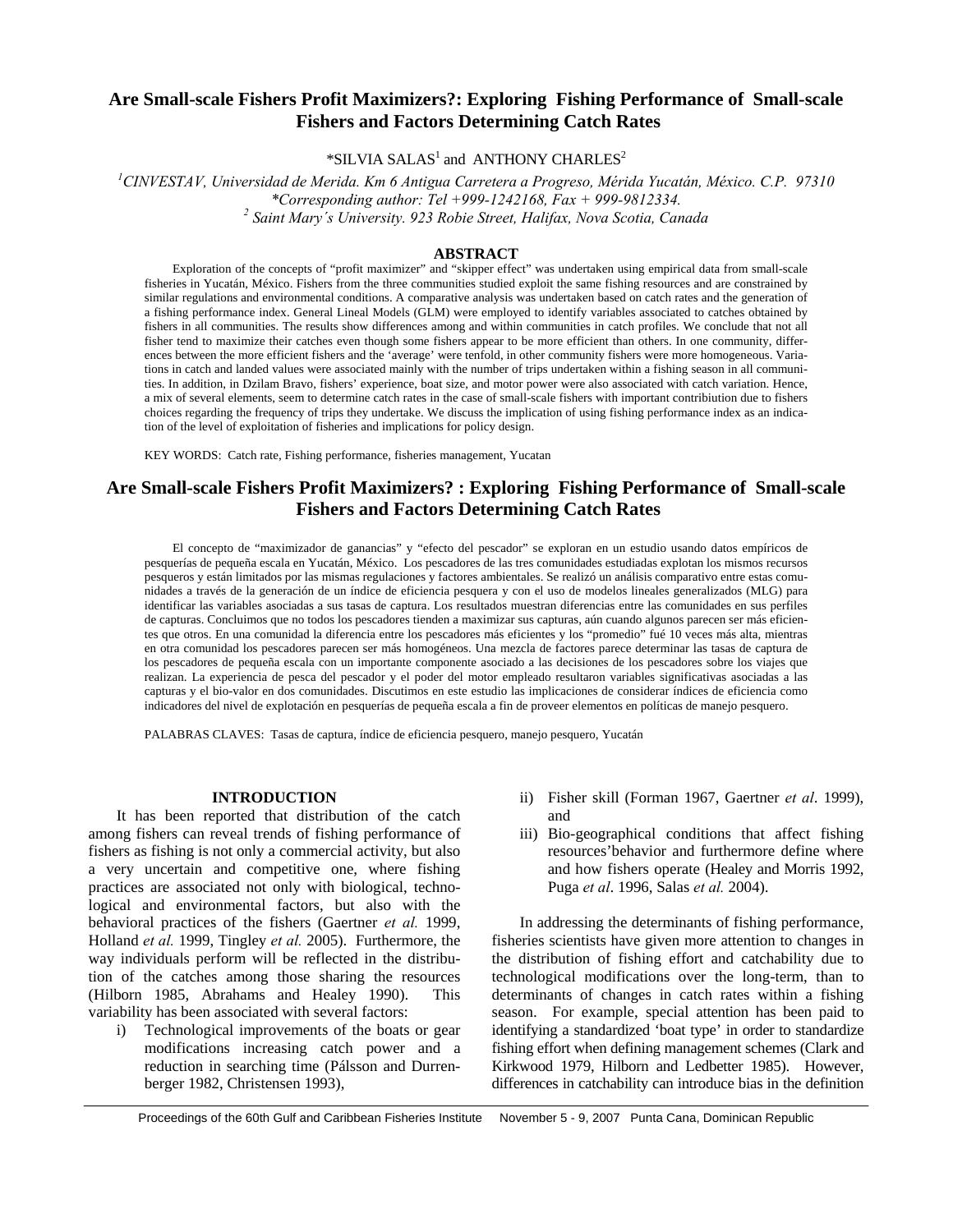# Are Small-scale Fishers Profit Maximizers?: Exploring Fishing Performance of Small-scale Fishers and Factors Determining Catch Rates

*SILVIA SALAS[1] and ANTHONY CHARLES[2]

[1]*CINVESTAV, Universidad de Merida. Km 6 Antigua Carretera a Progreso, Mérida Yucatán, México. C.P. 97310*
*\*Corresponding author: Tel +999-1242168, Fax + 999-9812334.*
[2] *Saint Mary´s University. 923 Robie Street, Halifax, Nova Scotia, Canada*

## ABSTRACT

Exploration of the concepts of "profit maximizer" and "skipper effect" was undertaken using empirical data from small-scale fisheries in Yucatán, México. Fishers from the three communities studied exploit the same fishing resources and are constrained by similar regulations and environmental conditions. A comparative analysis was undertaken based on catch rates and the generation of a fishing performance index. General Lineal Models (GLM) were employed to identify variables associated to catches obtained by fishers in all communities. The results show differences among and within communities in catch profiles. We conclude that not all fisher tend to maximize their catches even though some fishers appear to be more efficient than others. In one community, differences between the more efficient fishers and the 'average' were tenfold, in other community fishers were more homogeneous. Variations in catch and landed values were associated mainly with the number of trips undertaken within a fishing season in all communities. In addition, in Dzilam Bravo, fishers' experience, boat size, and motor power were also associated with catch variation. Hence, a mix of several elements, seem to determine catch rates in the case of small-scale fishers with important contribiution due to fishers choices regarding the frequency of trips they undertake. We discuss the implication of using fishing performance index as an indication of the level of exploitation of fisheries and implications for policy design.

KEY WORDS: Catch rate, Fishing performance, fisheries management, Yucatan

# Are Small-scale Fishers Profit Maximizers? : Exploring Fishing Performance of Small-scale Fishers and Factors Determining Catch Rates

El concepto de "maximizador de ganancias" y "efecto del pescador" se exploran en un estudio usando datos empíricos de pesquerías de pequeña escala en Yucatán, México. Los pescadores de las tres comunidades estudiadas explotan los mismos recursos pesqueros y están limitados por las mismas regulaciones y factores ambientales. Se realizó un análisis comparativo entre estas comunidades a través de la generación de un índice de eficiencia pesquera y con el uso de modelos lineales generalizados (MLG) para identificar las variables asociadas a sus tasas de captura. Los resultados muestran diferencias entre las comunidades en sus perfiles de capturas. Concluimos que no todos los pescadores tienden a maximizar sus capturas, aún cuando algunos parecen ser más eficientes que otros. En una comunidad la diferencia entre los pescadores más eficientes y los "promedio" fué 10 veces más alta, mientras en otra comunidad los pescadores parecen ser más homogéneos. Una mezcla de factores parece determinar las tasas de captura de los pescadores de pequeña escala con un importante componente asociado a las decisiones de los pescadores sobre los viajes que realizan. La experiencia de pesca del pescador y el poder del motor empleado resultaron variables significativas asociadas a las capturas y el bio-valor en dos comunidades. Discutimos en este estudio las implicaciones de considerar índices de eficiencia como indicadores del nivel de explotación en pesquerías de pequeña escala a fin de proveer elementos en políticas de manejo pesquero.

PALABRAS CLAVES: Tasas de captura, índice de eficiencia pesquero, manejo pesquero, Yucatán

## INTRODUCTION

It has been reported that distribution of the catch among fishers can reveal trends of fishing performance of fishers as fishing is not only a commercial activity, but also a very uncertain and competitive one, where fishing practices are associated not only with biological, technological and environmental factors, but also with the behavioral practices of the fishers (Gaertner *et al.* 1999, Holland *et al.* 1999, Tingley *et al.* 2005). Furthermore, the way individuals perform will be reflected in the distribution of the catches among those sharing the resources (Hilborn 1985, Abrahams and Healey 1990). This variability has been associated with several factors:

i) Technological improvements of the boats or gear modifications increasing catch power and a reduction in searching time (Pálsson and Durrenberger 1982, Christensen 1993),
ii) Fisher skill (Forman 1967, Gaertner *et al*. 1999), and
iii) Bio-geographical conditions that affect fishing resources'behavior and furthermore define where and how fishers operate (Healey and Morris 1992, Puga *et al*. 1996, Salas *et al.* 2004).

In addressing the determinants of fishing performance, fisheries scientists have given more attention to changes in the distribution of fishing effort and catchability due to technological modifications over the long-term, than to determinants of changes in catch rates within a fishing season. For example, special attention has been paid to identifying a standardized 'boat type' in order to standardize fishing effort when defining management schemes (Clark and Kirkwood 1979, Hilborn and Ledbetter 1985). However, differences in catchability can introduce bias in the definition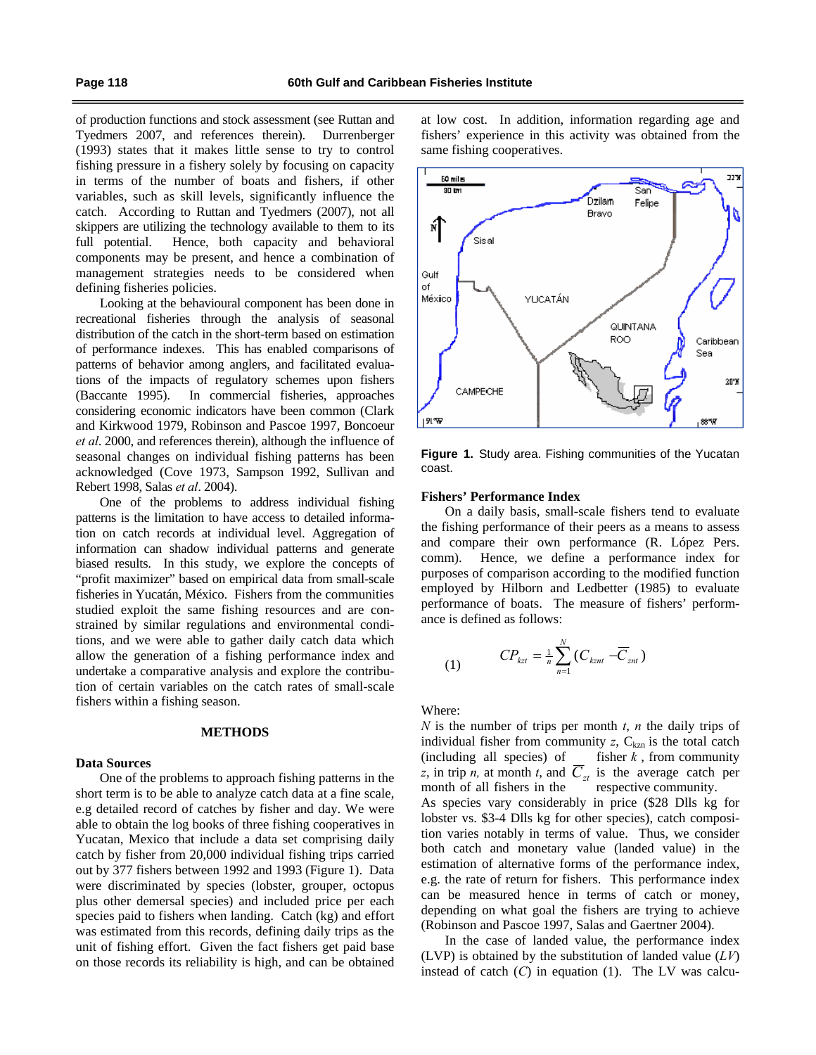of production functions and stock assessment (see Ruttan and Tyedmers 2007, and references therein). Durrenberger (1993) states that it makes little sense to try to control fishing pressure in a fishery solely by focusing on capacity in terms of the number of boats and fishers, if other variables, such as skill levels, significantly influence the catch. According to Ruttan and Tyedmers (2007), not all skippers are utilizing the technology available to them to its full potential. Hence, both capacity and behavioral components may be present, and hence a combination of management strategies needs to be considered when defining fisheries policies.

Looking at the behavioural component has been done in recreational fisheries through the analysis of seasonal distribution of the catch in the short-term based on estimation of performance indexes. This has enabled comparisons of patterns of behavior among anglers, and facilitated evaluations of the impacts of regulatory schemes upon fishers (Baccante 1995). In commercial fisheries, approaches considering economic indicators have been common (Clark and Kirkwood 1979, Robinson and Pascoe 1997, Boncoeur *et al*. 2000, and references therein), although the influence of seasonal changes on individual fishing patterns has been acknowledged (Cove 1973, Sampson 1992, Sullivan and Rebert 1998, Salas *et al*. 2004).

One of the problems to address individual fishing patterns is the limitation to have access to detailed information on catch records at individual level. Aggregation of information can shadow individual patterns and generate biased results. In this study, we explore the concepts of "profit maximizer" based on empirical data from small-scale fisheries in Yucatán, México. Fishers from the communities studied exploit the same fishing resources and are constrained by similar regulations and environmental conditions, and we were able to gather daily catch data which allow the generation of a fishing performance index and undertake a comparative analysis and explore the contribution of certain variables on the catch rates of small-scale fishers within a fishing season.

## METHODS

### Data Sources

One of the problems to approach fishing patterns in the short term is to be able to analyze catch data at a fine scale, e.g detailed record of catches by fisher and day. We were able to obtain the log books of three fishing cooperatives in Yucatan, Mexico that include a data set comprising daily catch by fisher from 20,000 individual fishing trips carried out by 377 fishers between 1992 and 1993 (Figure 1). Data were discriminated by species (lobster, grouper, octopus plus other demersal species) and included price per each species paid to fishers when landing. Catch (kg) and effort was estimated from this records, defining daily trips as the unit of fishing effort. Given the fact fishers get paid base on those records its reliability is high, and can be obtained at low cost. In addition, information regarding age and fishers' experience in this activity was obtained from the same fishing cooperatives.

**Figure 1.** Study area. Fishing communities of the Yucatan coast.

### Fishers' Performance Index

On a daily basis, small-scale fishers tend to evaluate the fishing performance of their peers as a means to assess and compare their own performance (R. López Pers. comm). Hence, we define a performance index for purposes of comparison according to the modified function employed by Hilborn and Ledbetter (1985) to evaluate performance of boats. The measure of fishers' performance is defined as follows:

$$CP_{kzt} = \tfrac{1}{n}\sum_{n=1}^{N}(C_{kznt} - \overline{C}_{znt}) \quad (1)$$

Where:

$N$ is the number of trips per month $t$, $n$ the daily trips of individual fisher from community $z$, $C_{kzn}$ is the total catch (including all species) of fisher $k$, from community $z$, in trip $n$, at month $t$, and $\overline{C}_{zt}$ is the average catch per month of all fishers in the respective community.

As species vary considerably in price ($28 Dlls kg for lobster vs. $3-4 Dlls kg for other species), catch composition varies notably in terms of value. Thus, we consider both catch and monetary value (landed value) in the estimation of alternative forms of the performance index, e.g. the rate of return for fishers. This performance index can be measured hence in terms of catch or money, depending on what goal the fishers are trying to achieve (Robinson and Pascoe 1997, Salas and Gaertner 2004).

In the case of landed value, the performance index (LVP) is obtained by the substitution of landed value (*LV*) instead of catch (*C*) in equation (1). The LV was calcu-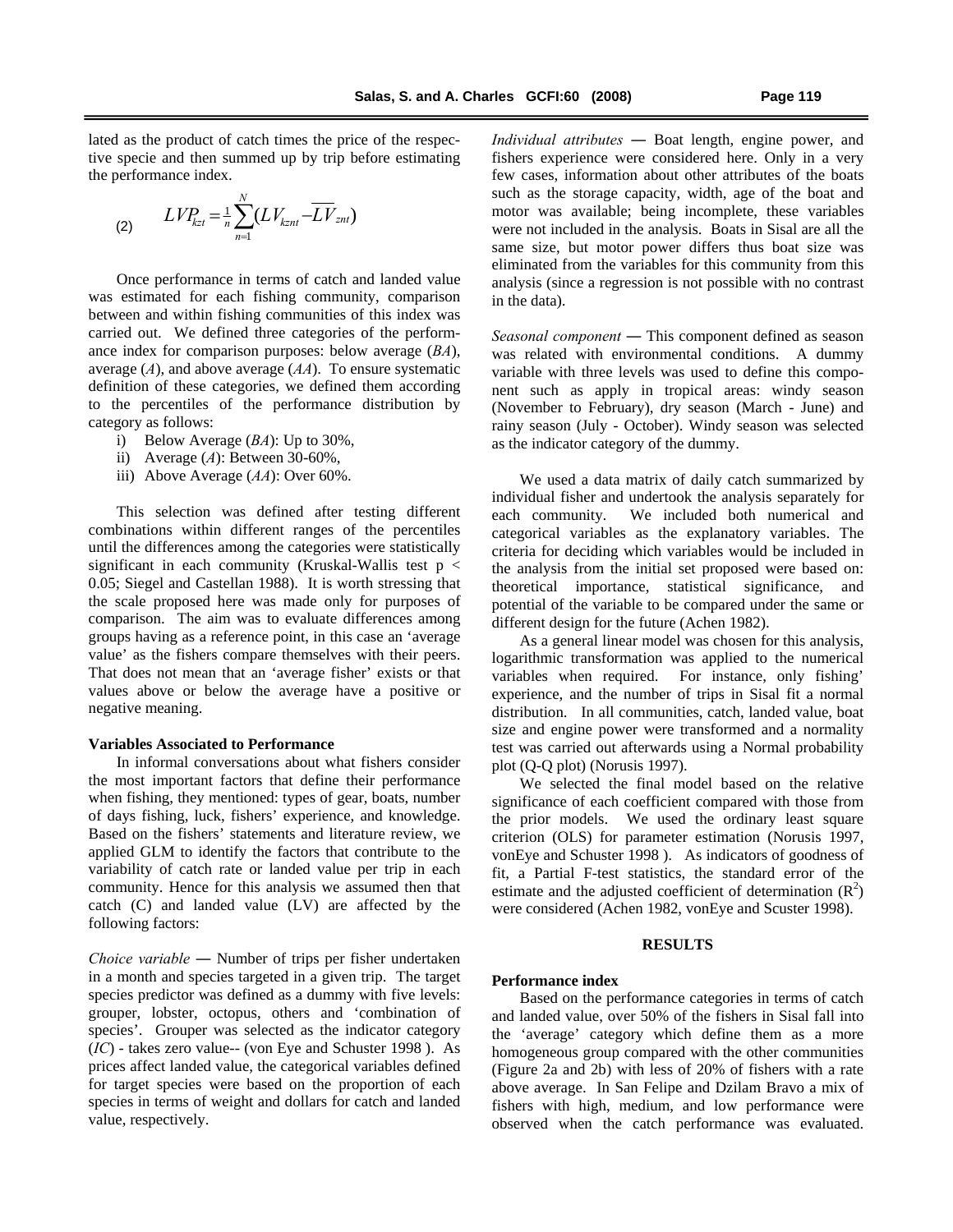lated as the product of catch times the price of the respective specie and then summed up by trip before estimating the performance index.

$$LVP_{kzt} = \frac{1}{n}\sum_{n=1}^{N}(LV_{kznt} - \overline{LV}_{znt}) \quad (2)$$

Once performance in terms of catch and landed value was estimated for each fishing community, comparison between and within fishing communities of this index was carried out. We defined three categories of the performance index for comparison purposes: below average (*BA*), average (*A*), and above average (*AA*). To ensure systematic definition of these categories, we defined them according to the percentiles of the performance distribution by category as follows:

i) Below Average (*BA*): Up to 30%,
ii) Average (*A*): Between 30-60%,
iii) Above Average (*AA*): Over 60%.

This selection was defined after testing different combinations within different ranges of the percentiles until the differences among the categories were statistically significant in each community (Kruskal-Wallis test $p < 0.05$; Siegel and Castellan 1988). It is worth stressing that the scale proposed here was made only for purposes of comparison. The aim was to evaluate differences among groups having as a reference point, in this case an 'average value' as the fishers compare themselves with their peers. That does not mean that an 'average fisher' exists or that values above or below the average have a positive or negative meaning.

**Variables Associated to Performance**

In informal conversations about what fishers consider the most important factors that define their performance when fishing, they mentioned: types of gear, boats, number of days fishing, luck, fishers' experience, and knowledge. Based on the fishers' statements and literature review, we applied GLM to identify the factors that contribute to the variability of catch rate or landed value per trip in each community. Hence for this analysis we assumed then that catch (C) and landed value (LV) are affected by the following factors:

*Choice variable* — Number of trips per fisher undertaken in a month and species targeted in a given trip. The target species predictor was defined as a dummy with five levels: grouper, lobster, octopus, others and 'combination of species'. Grouper was selected as the indicator category (*IC*) - takes zero value-- (von Eye and Schuster 1998 ). As prices affect landed value, the categorical variables defined for target species were based on the proportion of each species in terms of weight and dollars for catch and landed value, respectively.

*Individual attributes* — Boat length, engine power, and fishers experience were considered here. Only in a very few cases, information about other attributes of the boats such as the storage capacity, width, age of the boat and motor was available; being incomplete, these variables were not included in the analysis. Boats in Sisal are all the same size, but motor power differs thus boat size was eliminated from the variables for this community from this analysis (since a regression is not possible with no contrast in the data).

*Seasonal component* — This component defined as season was related with environmental conditions. A dummy variable with three levels was used to define this component such as apply in tropical areas: windy season (November to February), dry season (March - June) and rainy season (July - October). Windy season was selected as the indicator category of the dummy.

We used a data matrix of daily catch summarized by individual fisher and undertook the analysis separately for each community. We included both numerical and categorical variables as the explanatory variables. The criteria for deciding which variables would be included in the analysis from the initial set proposed were based on: theoretical importance, statistical significance, and potential of the variable to be compared under the same or different design for the future (Achen 1982).

As a general linear model was chosen for this analysis, logarithmic transformation was applied to the numerical variables when required. For instance, only fishing' experience, and the number of trips in Sisal fit a normal distribution. In all communities, catch, landed value, boat size and engine power were transformed and a normality test was carried out afterwards using a Normal probability plot (Q-Q plot) (Norusis 1997).

We selected the final model based on the relative significance of each coefficient compared with those from the prior models. We used the ordinary least square criterion (OLS) for parameter estimation (Norusis 1997, vonEye and Schuster 1998 ). As indicators of goodness of fit, a Partial F-test statistics, the standard error of the estimate and the adjusted coefficient of determination ($R^2$) were considered (Achen 1982, vonEye and Scuster 1998).

## RESULTS

**Performance index**

Based on the performance categories in terms of catch and landed value, over 50% of the fishers in Sisal fall into the 'average' category which define them as a more homogeneous group compared with the other communities (Figure 2a and 2b) with less of 20% of fishers with a rate above average. In San Felipe and Dzilam Bravo a mix of fishers with high, medium, and low performance were observed when the catch performance was evaluated.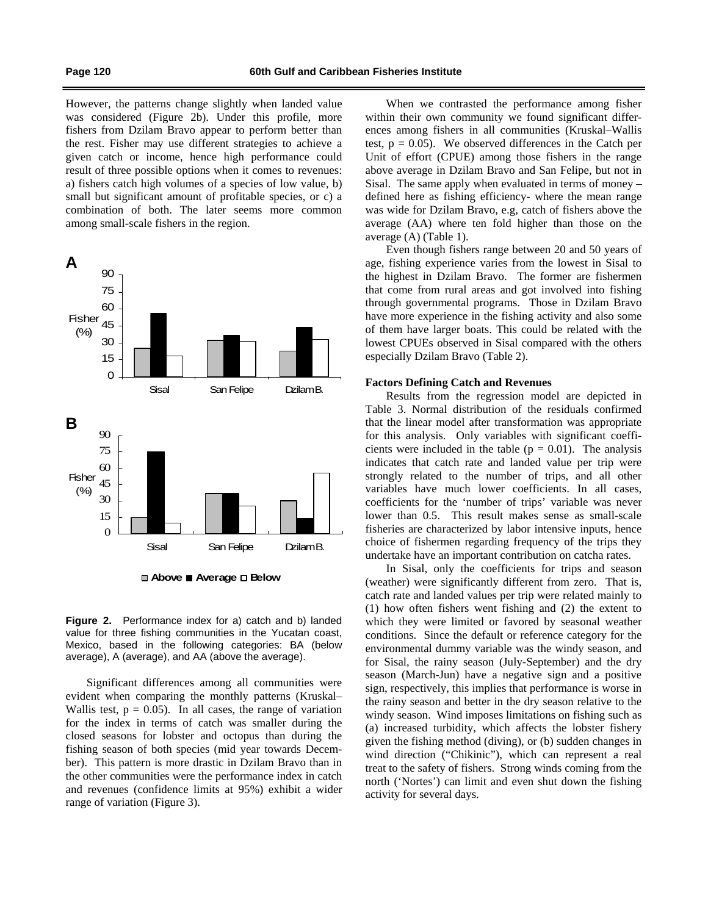However, the patterns change slightly when landed value was considered (Figure 2b). Under this profile, more fishers from Dzilam Bravo appear to perform better than the rest. Fisher may use different strategies to achieve a given catch or income, hence high performance could result of three possible options when it comes to revenues: a) fishers catch high volumes of a species of low value, b) small but significant amount of profitable species, or c) a combination of both. The later seems more common among small-scale fishers in the region.

**Figure 2.** Performance index for a) catch and b) landed value for three fishing communities in the Yucatan coast, Mexico, based in the following categories: BA (below average), A (average), and AA (above the average).

Significant differences among all communities were evident when comparing the monthly patterns (Kruskal–Wallis test, $p = 0.05$). In all cases, the range of variation for the index in terms of catch was smaller during the closed seasons for lobster and octopus than during the fishing season of both species (mid year towards December). This pattern is more drastic in Dzilam Bravo than in the other communities were the performance index in catch and revenues (confidence limits at 95%) exhibit a wider range of variation (Figure 3).

When we contrasted the performance among fisher within their own community we found significant differences among fishers in all communities (Kruskal–Wallis test, $p = 0.05$). We observed differences in the Catch per Unit of effort (CPUE) among those fishers in the range above average in Dzilam Bravo and San Felipe, but not in Sisal. The same apply when evaluated in terms of money – defined here as fishing efficiency- where the mean range was wide for Dzilam Bravo, e.g, catch of fishers above the average (AA) where ten fold higher than those on the average (A) (Table 1).

Even though fishers range between 20 and 50 years of age, fishing experience varies from the lowest in Sisal to the highest in Dzilam Bravo. The former are fishermen that come from rural areas and got involved into fishing through governmental programs. Those in Dzilam Bravo have more experience in the fishing activity and also some of them have larger boats. This could be related with the lowest CPUEs observed in Sisal compared with the others especially Dzilam Bravo (Table 2).

**Factors Defining Catch and Revenues**

Results from the regression model are depicted in Table 3. Normal distribution of the residuals confirmed that the linear model after transformation was appropriate for this analysis. Only variables with significant coefficients were included in the table ($p = 0.01$). The analysis indicates that catch rate and landed value per trip were strongly related to the number of trips, and all other variables have much lower coefficients. In all cases, coefficients for the 'number of trips' variable was never lower than 0.5. This result makes sense as small-scale fisheries are characterized by labor intensive inputs, hence choice of fishermen regarding frequency of the trips they undertake have an important contribution on catcha rates.

In Sisal, only the coefficients for trips and season (weather) were significantly different from zero. That is, catch rate and landed values per trip were related mainly to (1) how often fishers went fishing and (2) the extent to which they were limited or favored by seasonal weather conditions. Since the default or reference category for the environmental dummy variable was the windy season, and for Sisal, the rainy season (July-September) and the dry season (March-Jun) have a negative sign and a positive sign, respectively, this implies that performance is worse in the rainy season and better in the dry season relative to the windy season. Wind imposes limitations on fishing such as (a) increased turbidity, which affects the lobster fishery given the fishing method (diving), or (b) sudden changes in wind direction ("Chikinic"), which can represent a real treat to the safety of fishers. Strong winds coming from the north ('Nortes') can limit and even shut down the fishing activity for several days.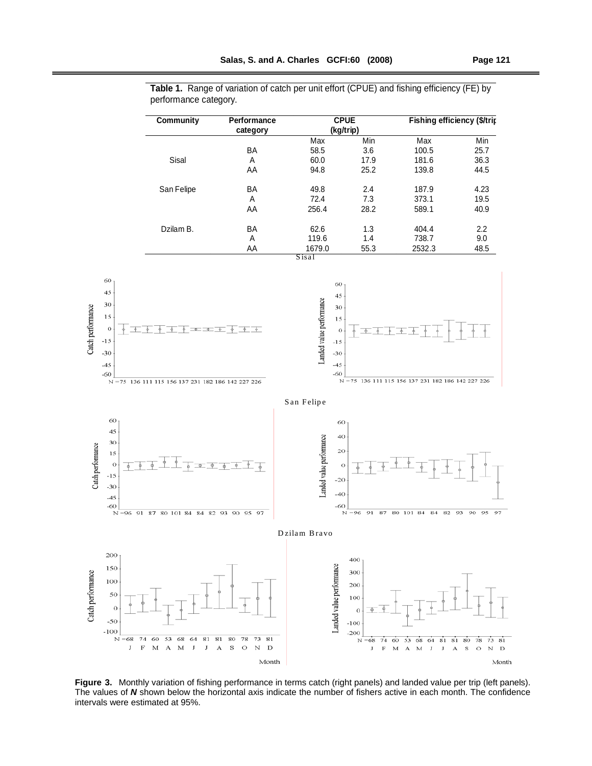**Table 1.** Range of variation of catch per unit effort (CPUE) and fishing efficiency (FE) by performance category.

| Community | Performance category | CPUE (kg/trip) | | Fishing efficiency ($/trip) | |
|---|---|---|---|---|---|
| | | Max | Min | Max | Min |
| Sisal | BA | 58.5 | 3.6 | 100.5 | 25.7 |
| | A | 60.0 | 17.9 | 181.6 | 36.3 |
| | AA | 94.8 | 25.2 | 139.8 | 44.5 |
| San Felipe | BA | 49.8 | 2.4 | 187.9 | 4.23 |
| | A | 72.4 | 7.3 | 373.1 | 19.5 |
| | AA | 256.4 | 28.2 | 589.1 | 40.9 |
| Dzilam B. | BA | 62.6 | 1.3 | 404.4 | 2.2 |
| | A | 119.6 | 1.4 | 738.7 | 9.0 |
| | AA | 1679.0 | 55.3 | 2532.3 | 48.5 |

**Figure 3.** Monthly variation of fishing performance in terms catch (right panels) and landed value per trip (left panels). The values of ***N*** shown below the horizontal axis indicate the number of fishers active in each month. The confidence intervals were estimated at 95%.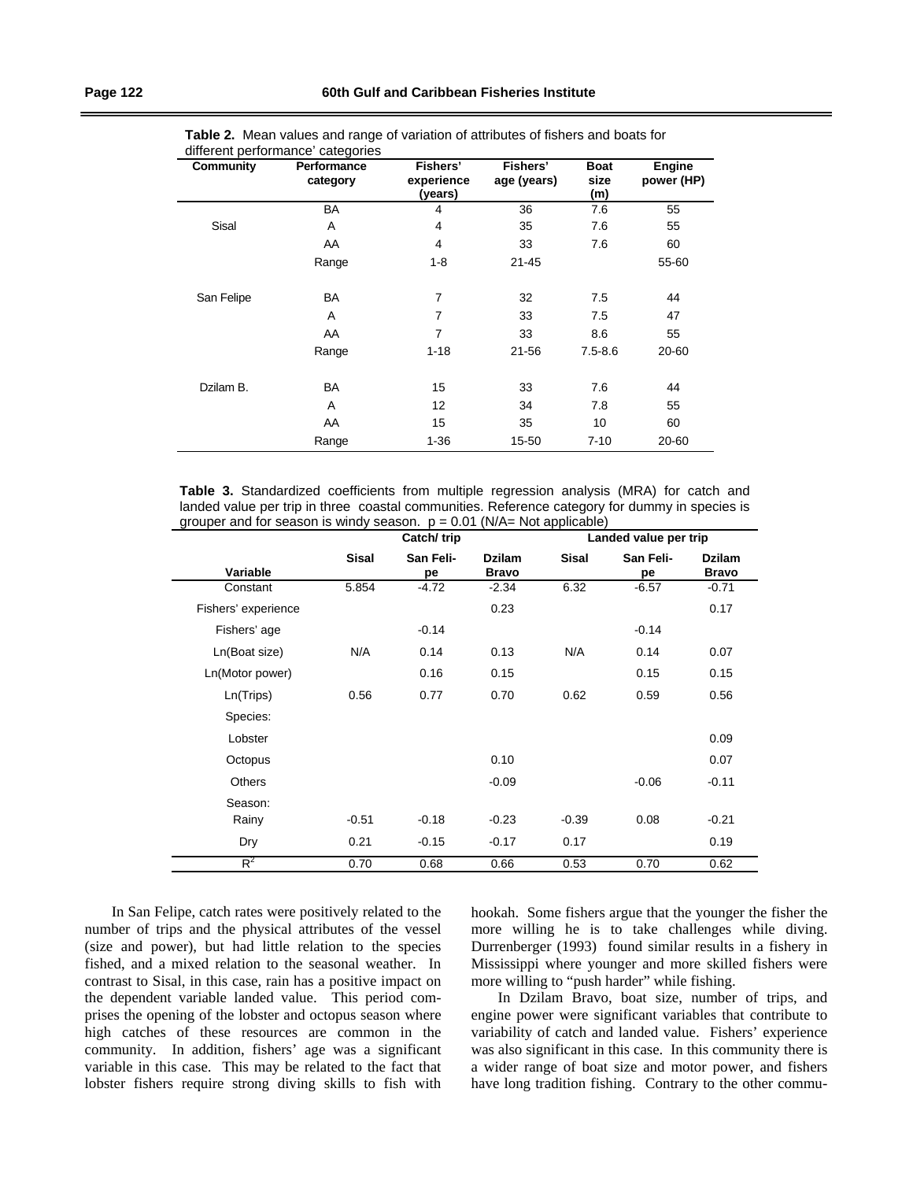**Table 2.** Mean values and range of variation of attributes of fishers and boats for different performance' categories

| Community | Performance category | Fishers' experience (years) | Fishers' age (years) | Boat size (m) | Engine power (HP) |
|---|---|---|---|---|---|
| | BA | 4 | 36 | 7.6 | 55 |
| Sisal | A | 4 | 35 | 7.6 | 55 |
| | AA | 4 | 33 | 7.6 | 60 |
| | Range | 1-8 | 21-45 | | 55-60 |
| San Felipe | BA | 7 | 32 | 7.5 | 44 |
| | A | 7 | 33 | 7.5 | 47 |
| | AA | 7 | 33 | 8.6 | 55 |
| | Range | 1-18 | 21-56 | 7.5-8.6 | 20-60 |
| Dzilam B. | BA | 15 | 33 | 7.6 | 44 |
| | A | 12 | 34 | 7.8 | 55 |
| | AA | 15 | 35 | 10 | 60 |
| | Range | 1-36 | 15-50 | 7-10 | 20-60 |

**Table 3.** Standardized coefficients from multiple regression analysis (MRA) for catch and landed value per trip in three coastal communities. Reference category for dummy in species is grouper and for season is windy season. p = 0.01 (N/A= Not applicable)

| | Catch/ trip | | | Landed value per trip | | |
|---|---|---|---|---|---|---|
| Variable | Sisal | San Feli-pe | Dzilam Bravo | Sisal | San Feli-pe | Dzilam Bravo |
| Constant | 5.854 | -4.72 | -2.34 | 6.32 | -6.57 | -0.71 |
| Fishers' experience | | | 0.23 | | | 0.17 |
| Fishers' age | | -0.14 | | | -0.14 | |
| Ln(Boat size) | N/A | 0.14 | 0.13 | N/A | 0.14 | 0.07 |
| Ln(Motor power) | | 0.16 | 0.15 | | 0.15 | 0.15 |
| Ln(Trips) | 0.56 | 0.77 | 0.70 | 0.62 | 0.59 | 0.56 |
| Species: | | | | | | |
| Lobster | | | | | | 0.09 |
| Octopus | | | 0.10 | | | 0.07 |
| Others | | | -0.09 | | -0.06 | -0.11 |
| Season: | | | | | | |
| Rainy | -0.51 | -0.18 | -0.23 | -0.39 | 0.08 | -0.21 |
| Dry | 0.21 | -0.15 | -0.17 | 0.17 | | 0.19 |
| $R^2$ | 0.70 | 0.68 | 0.66 | 0.53 | 0.70 | 0.62 |

In San Felipe, catch rates were positively related to the number of trips and the physical attributes of the vessel (size and power), but had little relation to the species fished, and a mixed relation to the seasonal weather. In contrast to Sisal, in this case, rain has a positive impact on the dependent variable landed value. This period comprises the opening of the lobster and octopus season where high catches of these resources are common in the community. In addition, fishers' age was a significant variable in this case. This may be related to the fact that lobster fishers require strong diving skills to fish with hookah. Some fishers argue that the younger the fisher the more willing he is to take challenges while diving. Durrenberger (1993) found similar results in a fishery in Mississippi where younger and more skilled fishers were more willing to "push harder" while fishing.

In Dzilam Bravo, boat size, number of trips, and engine power were significant variables that contribute to variability of catch and landed value. Fishers' experience was also significant in this case. In this community there is a wider range of boat size and motor power, and fishers have long tradition fishing. Contrary to the other commu-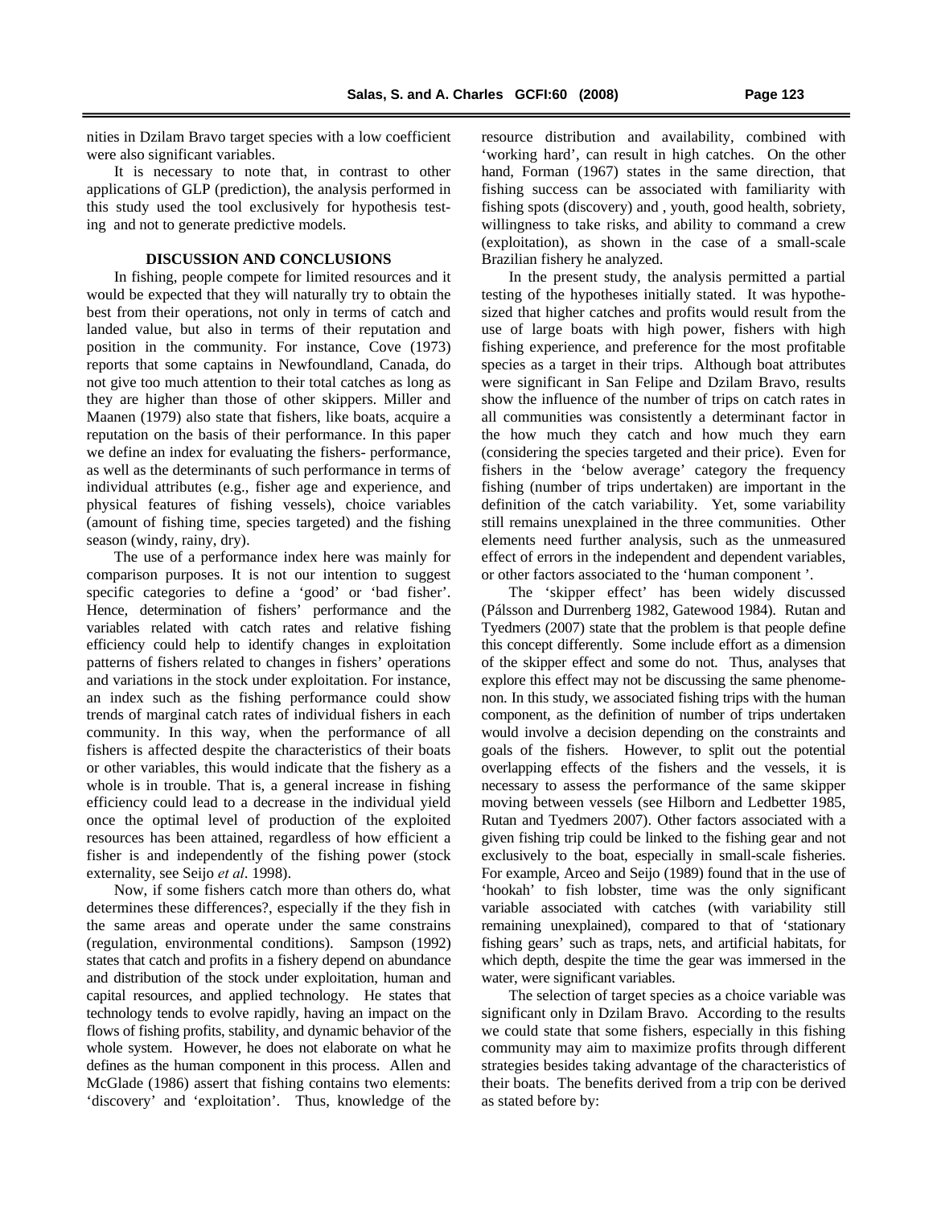nities in Dzilam Bravo target species with a low coefficient were also significant variables.

It is necessary to note that, in contrast to other applications of GLP (prediction), the analysis performed in this study used the tool exclusively for hypothesis testing and not to generate predictive models.

## DISCUSSION AND CONCLUSIONS

In fishing, people compete for limited resources and it would be expected that they will naturally try to obtain the best from their operations, not only in terms of catch and landed value, but also in terms of their reputation and position in the community. For instance, Cove (1973) reports that some captains in Newfoundland, Canada, do not give too much attention to their total catches as long as they are higher than those of other skippers. Miller and Maanen (1979) also state that fishers, like boats, acquire a reputation on the basis of their performance. In this paper we define an index for evaluating the fishers- performance, as well as the determinants of such performance in terms of individual attributes (e.g., fisher age and experience, and physical features of fishing vessels), choice variables (amount of fishing time, species targeted) and the fishing season (windy, rainy, dry).

The use of a performance index here was mainly for comparison purposes. It is not our intention to suggest specific categories to define a 'good' or 'bad fisher'. Hence, determination of fishers' performance and the variables related with catch rates and relative fishing efficiency could help to identify changes in exploitation patterns of fishers related to changes in fishers' operations and variations in the stock under exploitation. For instance, an index such as the fishing performance could show trends of marginal catch rates of individual fishers in each community. In this way, when the performance of all fishers is affected despite the characteristics of their boats or other variables, this would indicate that the fishery as a whole is in trouble. That is, a general increase in fishing efficiency could lead to a decrease in the individual yield once the optimal level of production of the exploited resources has been attained, regardless of how efficient a fisher is and independently of the fishing power (stock externality, see Seijo *et al*. 1998).

Now, if some fishers catch more than others do, what determines these differences?, especially if the they fish in the same areas and operate under the same constrains (regulation, environmental conditions). Sampson (1992) states that catch and profits in a fishery depend on abundance and distribution of the stock under exploitation, human and capital resources, and applied technology. He states that technology tends to evolve rapidly, having an impact on the flows of fishing profits, stability, and dynamic behavior of the whole system. However, he does not elaborate on what he defines as the human component in this process. Allen and McGlade (1986) assert that fishing contains two elements: 'discovery' and 'exploitation'. Thus, knowledge of the resource distribution and availability, combined with 'working hard', can result in high catches. On the other hand, Forman (1967) states in the same direction, that fishing success can be associated with familiarity with fishing spots (discovery) and , youth, good health, sobriety, willingness to take risks, and ability to command a crew (exploitation), as shown in the case of a small-scale Brazilian fishery he analyzed.

In the present study, the analysis permitted a partial testing of the hypotheses initially stated. It was hypothesized that higher catches and profits would result from the use of large boats with high power, fishers with high fishing experience, and preference for the most profitable species as a target in their trips. Although boat attributes were significant in San Felipe and Dzilam Bravo, results show the influence of the number of trips on catch rates in all communities was consistently a determinant factor in the how much they catch and how much they earn (considering the species targeted and their price). Even for fishers in the 'below average' category the frequency fishing (number of trips undertaken) are important in the definition of the catch variability. Yet, some variability still remains unexplained in the three communities. Other elements need further analysis, such as the unmeasured effect of errors in the independent and dependent variables, or other factors associated to the 'human component '.

The 'skipper effect' has been widely discussed (Pálsson and Durrenberg 1982, Gatewood 1984). Rutan and Tyedmers (2007) state that the problem is that people define this concept differently. Some include effort as a dimension of the skipper effect and some do not. Thus, analyses that explore this effect may not be discussing the same phenomenon. In this study, we associated fishing trips with the human component, as the definition of number of trips undertaken would involve a decision depending on the constraints and goals of the fishers. However, to split out the potential overlapping effects of the fishers and the vessels, it is necessary to assess the performance of the same skipper moving between vessels (see Hilborn and Ledbetter 1985, Rutan and Tyedmers 2007). Other factors associated with a given fishing trip could be linked to the fishing gear and not exclusively to the boat, especially in small-scale fisheries. For example, Arceo and Seijo (1989) found that in the use of 'hookah' to fish lobster, time was the only significant variable associated with catches (with variability still remaining unexplained), compared to that of 'stationary fishing gears' such as traps, nets, and artificial habitats, for which depth, despite the time the gear was immersed in the water, were significant variables.

The selection of target species as a choice variable was significant only in Dzilam Bravo. According to the results we could state that some fishers, especially in this fishing community may aim to maximize profits through different strategies besides taking advantage of the characteristics of their boats. The benefits derived from a trip con be derived as stated before by: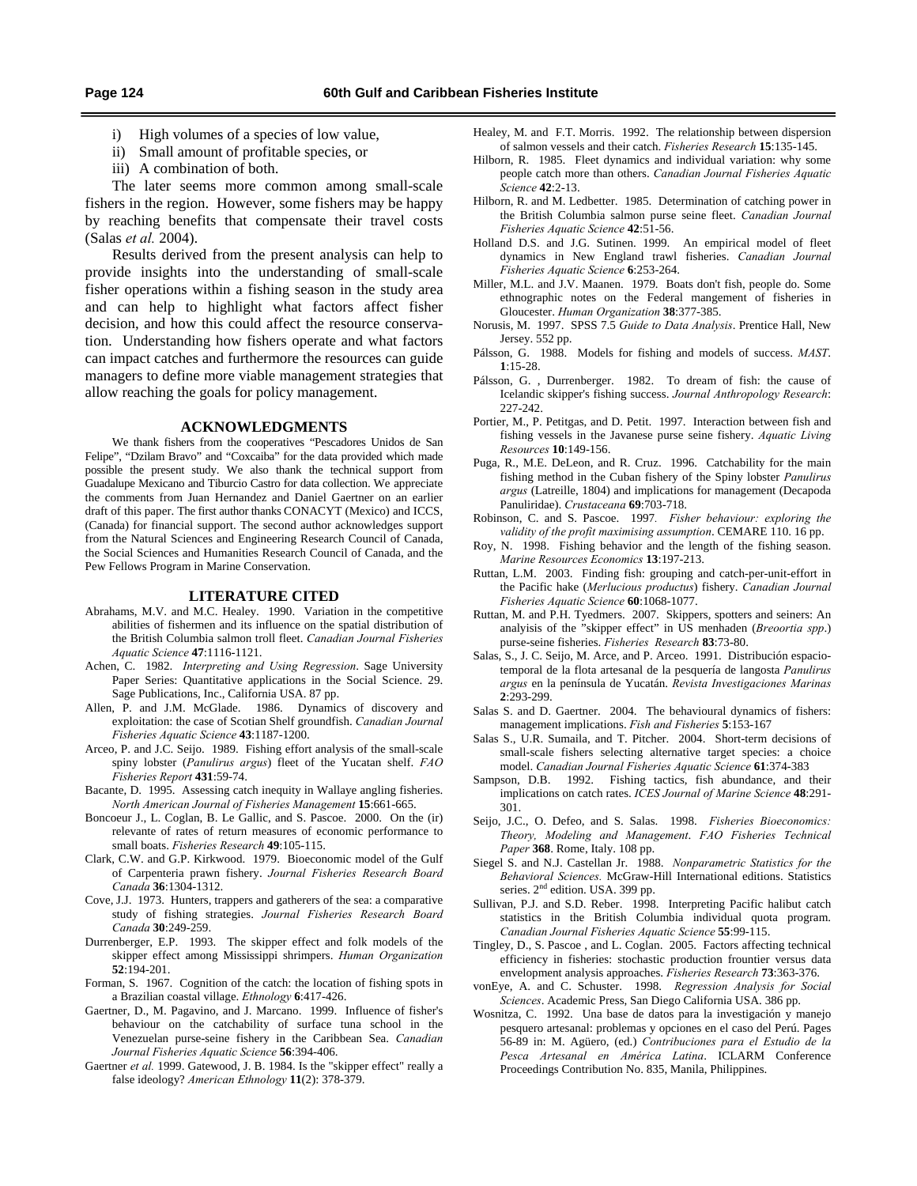i) High volumes of a species of low value,
ii) Small amount of profitable species, or
iii) A combination of both.

The later seems more common among small-scale fishers in the region. However, some fishers may be happy by reaching benefits that compensate their travel costs (Salas *et al.* 2004).

Results derived from the present analysis can help to provide insights into the understanding of small-scale fisher operations within a fishing season in the study area and can help to highlight what factors affect fisher decision, and how this could affect the resource conservation. Understanding how fishers operate and what factors can impact catches and furthermore the resources can guide managers to define more viable management strategies that allow reaching the goals for policy management.

## ACKNOWLEDGMENTS

We thank fishers from the cooperatives "Pescadores Unidos de San Felipe", "Dzilam Bravo" and "Coxcaiba" for the data provided which made possible the present study. We also thank the technical support from Guadalupe Mexicano and Tiburcio Castro for data collection. We appreciate the comments from Juan Hernandez and Daniel Gaertner on an earlier draft of this paper. The first author thanks CONACYT (Mexico) and ICCS, (Canada) for financial support. The second author acknowledges support from the Natural Sciences and Engineering Research Council of Canada, the Social Sciences and Humanities Research Council of Canada, and the Pew Fellows Program in Marine Conservation.

## LITERATURE CITED

Abrahams, M.V. and M.C. Healey. 1990. Variation in the competitive abilities of fishermen and its influence on the spatial distribution of the British Columbia salmon troll fleet. *Canadian Journal Fisheries Aquatic Science* **47**:1116-1121.

Achen, C. 1982. *Interpreting and Using Regression*. Sage University Paper Series: Quantitative applications in the Social Science. 29. Sage Publications, Inc., California USA. 87 pp.

Allen, P. and J.M. McGlade. 1986. Dynamics of discovery and exploitation: the case of Scotian Shelf groundfish. *Canadian Journal Fisheries Aquatic Science* **43**:1187-1200.

Arceo, P. and J.C. Seijo. 1989. Fishing effort analysis of the small-scale spiny lobster (*Panulirus argus*) fleet of the Yucatan shelf. *FAO Fisheries Report* **431**:59-74.

Bacante, D. 1995. Assessing catch inequity in Wallaye angling fisheries. *North American Journal of Fisheries Management* **15**:661-665.

Boncoeur J., L. Coglan, B. Le Gallic, and S. Pascoe. 2000. On the (ir) relevante of rates of return measures of economic performance to small boats. *Fisheries Research* **49**:105-115.

Clark, C.W. and G.P. Kirkwood. 1979. Bioeconomic model of the Gulf of Carpenteria prawn fishery. *Journal Fisheries Research Board Canada* **36**:1304-1312.

Cove, J.J. 1973. Hunters, trappers and gatherers of the sea: a comparative study of fishing strategies. *Journal Fisheries Research Board Canada* **30**:249-259.

Durrenberger, E.P. 1993. The skipper effect and folk models of the skipper effect among Mississippi shrimpers. *Human Organization* **52**:194-201.

Forman, S. 1967. Cognition of the catch: the location of fishing spots in a Brazilian coastal village. *Ethnology* **6**:417-426.

Gaertner, D., M. Pagavino, and J. Marcano. 1999. Influence of fisher's behaviour on the catchability of surface tuna school in the Venezuelan purse-seine fishery in the Caribbean Sea. *Canadian Journal Fisheries Aquatic Science* **56**:394-406.

Gaertner *et al.* 1999. Gatewood, J. B. 1984. Is the "skipper effect" really a false ideology? *American Ethnology* **11**(2): 378-379.

Healey, M. and F.T. Morris. 1992. The relationship between dispersion of salmon vessels and their catch. *Fisheries Research* **15**:135-145.

Hilborn, R. 1985. Fleet dynamics and individual variation: why some people catch more than others. *Canadian Journal Fisheries Aquatic Science* **42**:2-13.

Hilborn, R. and M. Ledbetter. 1985. Determination of catching power in the British Columbia salmon purse seine fleet. *Canadian Journal Fisheries Aquatic Science* **42**:51-56.

Holland D.S. and J.G. Sutinen. 1999. An empirical model of fleet dynamics in New England trawl fisheries. *Canadian Journal Fisheries Aquatic Science* **6**:253-264.

Miller, M.L. and J.V. Maanen. 1979. Boats don't fish, people do. Some ethnographic notes on the Federal mangement of fisheries in Gloucester. *Human Organization* **38**:377-385.

Norusis, M. 1997. SPSS 7.5 *Guide to Data Analysis*. Prentice Hall, New Jersey. 552 pp.

Pálsson, G. 1988. Models for fishing and models of success. *MAST*. **1**:15-28.

Pálsson, G. , Durrenberger. 1982. To dream of fish: the cause of Icelandic skipper's fishing success. *Journal Anthropology Research*: 227-242.

Portier, M., P. Petitgas, and D. Petit. 1997. Interaction between fish and fishing vessels in the Javanese purse seine fishery. *Aquatic Living Resources* **10**:149-156.

Puga, R., M.E. DeLeon, and R. Cruz. 1996. Catchability for the main fishing method in the Cuban fishery of the Spiny lobster *Panulirus argus* (Latreille, 1804) and implications for management (Decapoda Panuliridae). *Crustaceana* **69**:703-718.

Robinson, C. and S. Pascoe. 1997*. Fisher behaviour: exploring the validity of the profit maximising assumption*. CEMARE 110. 16 pp.

Roy, N. 1998. Fishing behavior and the length of the fishing season. *Marine Resources Economics* **13**:197-213.

Ruttan, L.M. 2003. Finding fish: grouping and catch-per-unit-effort in the Pacific hake (*Merlucious productus*) fishery. *Canadian Journal Fisheries Aquatic Science* **60**:1068-1077.

Ruttan, M. and P.H. Tyedmers. 2007. Skippers, spotters and seiners: An analyisis of the "skipper effect" in US menhaden (*Breoortia spp*.) purse-seine fisheries. *Fisheries Research* **83**:73-80.

Salas, S., J. C. Seijo, M. Arce, and P. Arceo. 1991. Distribución espacio-temporal de la flota artesanal de la pesquería de langosta *Panulirus argus* en la península de Yucatán. *Revista Investigaciones Marinas* **2**:293-299.

Salas S. and D. Gaertner. 2004. The behavioural dynamics of fishers: management implications. *Fish and Fisheries* **5**:153-167

Salas S., U.R. Sumaila, and T. Pitcher. 2004. Short-term decisions of small-scale fishers selecting alternative target species: a choice model. *Canadian Journal Fisheries Aquatic Science* **61**:374-383

Sampson, D.B. 1992. Fishing tactics, fish abundance, and their implications on catch rates. *ICES Journal of Marine Science* **48**:291-301.

Seijo, J.C., O. Defeo, and S. Salas. 1998. *Fisheries Bioeconomics: Theory, Modeling and Management*. *FAO Fisheries Technical Paper* **368**. Rome, Italy. 108 pp.

Siegel S. and N.J. Castellan Jr. 1988. *Nonparametric Statistics for the Behavioral Sciences.* McGraw-Hill International editions. Statistics series. 2nd edition. USA. 399 pp.

Sullivan, P.J. and S.D. Reber. 1998. Interpreting Pacific halibut catch statistics in the British Columbia individual quota program. *Canadian Journal Fisheries Aquatic Science* **55**:99-115.

Tingley, D., S. Pascoe , and L. Coglan. 2005. Factors affecting technical efficiency in fisheries: stochastic production frountier versus data envelopment analysis approaches. *Fisheries Research* **73**:363-376.

vonEye, A. and C. Schuster. 1998. *Regression Analysis for Social Sciences*. Academic Press, San Diego California USA. 386 pp.

Wosnitza, C. 1992. Una base de datos para la investigación y manejo pesquero artesanal: problemas y opciones en el caso del Perú. Pages 56-89 in: M. Agüero, (ed.) *Contribuciones para el Estudio de la Pesca Artesanal en América Latina*. ICLARM Conference Proceedings Contribution No. 835, Manila, Philippines.